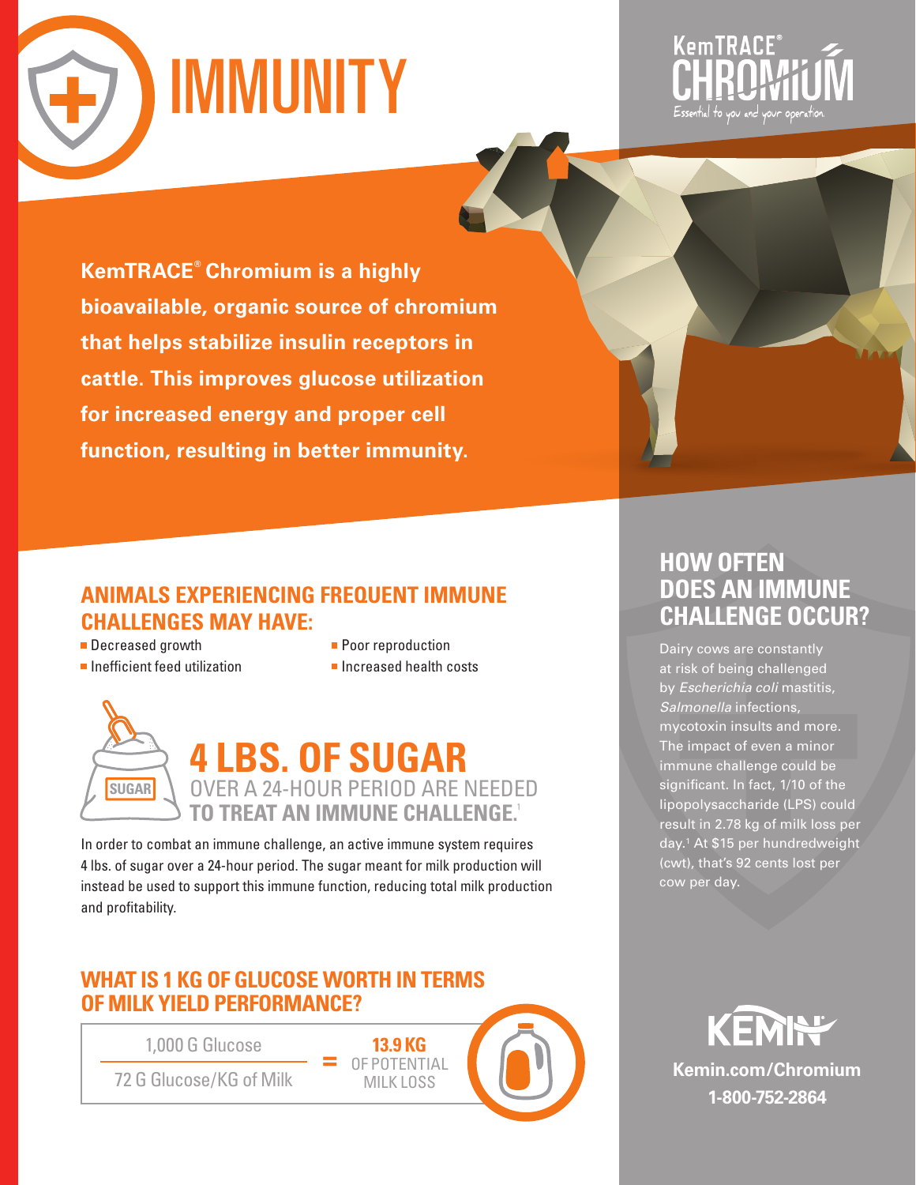# IMMUNITY

KemTRACE® CHROMIUM

Essential to you and your operation.

**KemTRACE® Chromium is a highly bioavailable, organic source of chromium that helps stabilize insulin receptors in cattle. This improves glucose utilization for increased energy and proper cell function, resulting in better immunity.**

## ANIMALS EXPERIENCING FREQUENT IMMUNE CHALLENGES MAY HAVE:

- Decreased growth
- Inefficient feed utilization
- Poor reproduction
- Increased health costs

SUGAR

## 4 LBS. OF SUGAR

OVER A 24-HOUR PERIOD ARE NEEDED **TO TREAT AN IMMUNE CHALLENGE.**[1]

In order to combat an immune challenge, an active immune system requires 4 lbs. of sugar over a 24-hour period. The sugar meant for milk production will instead be used to support this immune function, reducing total milk production and profitability.

## WHAT IS 1 KG OF GLUCOSE WORTH IN TERMS OF MILK YIELD PERFORMANCE?

$$\frac{\text{1,000 G Glucose}}{\text{72 G Glucose/KG of Milk}} = \textbf{13.9 KG} \text{ OF POTENTIAL MILK LOSS}$$

## HOW OFTEN DOES AN IMMUNE CHALLENGE OCCUR?

Dairy cows are constantly at risk of being challenged by *Escherichia coli* mastitis, *Salmonella* infections, mycotoxin insults and more. The impact of even a minor immune challenge could be significant. In fact, 1/10 of the lipopolysaccharide (LPS) could result in 2.78 kg of milk loss per day.[1] At $15 per hundredweight (cwt), that's 92 cents lost per cow per day.

KEMIN

**Kemin.com/Chromium**

**1-800-752-2864**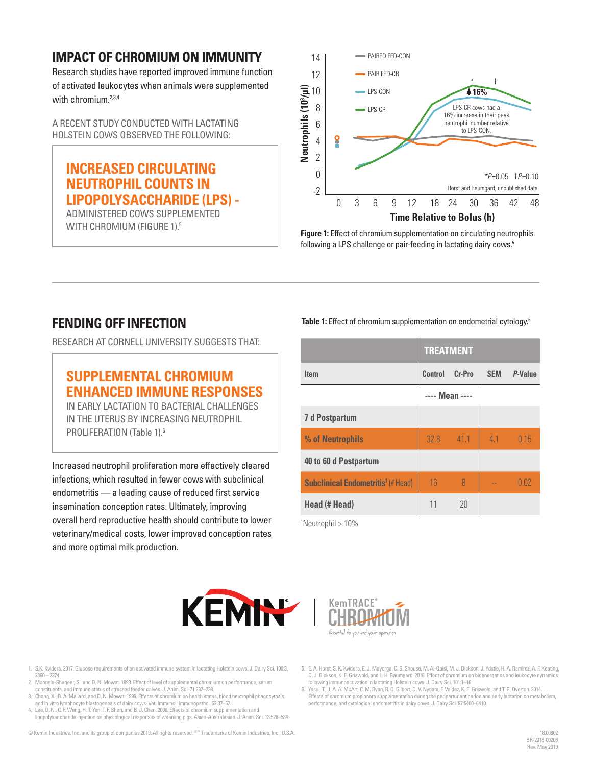## IMPACT OF CHROMIUM ON IMMUNITY

Research studies have reported improved immune function of activated leukocytes when animals were supplemented with chromium.[2,3,4]

A RECENT STUDY CONDUCTED WITH LACTATING HOLSTEIN COWS OBSERVED THE FOLLOWING:

> **INCREASED CIRCULATING NEUTROPHIL COUNTS IN LIPOPOLYSACCHARIDE (LPS) -** ADMINISTERED COWS SUPPLEMENTED WITH CHROMIUM (FIGURE 1).[5]

PAIRED FED-CON
PAIR FED-CR
LPS-CON
LPS-CR

Neutrophils ($10^3$/µl)

14
12
10
8
6
4
2
0
-2

\* †
16%

LPS-CR cows had a 16% increase in their peak neutrophil number relative to LPS-CON.

*$P$=0.05 †$P$=0.10

Horst and Baumgard, unpublished data.

0 3 6 9 12 18 24 30 36 42 48

Time Relative to Bolus (h)

**Figure 1:** Effect of chromium supplementation on circulating neutrophils following a LPS challenge or pair-feeding in lactating dairy cows.[5]

## FENDING OFF INFECTION

RESEARCH AT CORNELL UNIVERSITY SUGGESTS THAT:

> **SUPPLEMENTAL CHROMIUM ENHANCED IMMUNE RESPONSES** IN EARLY LACTATION TO BACTERIAL CHALLENGES IN THE UTERUS BY INCREASING NEUTROPHIL PROLIFERATION (Table 1).[6]

Increased neutrophil proliferation more effectively cleared infections, which resulted in fewer cows with subclinical endometritis — a leading cause of reduced first service insemination conception rates. Ultimately, improving overall herd reproductive health should contribute to lower veterinary/medical costs, lower improved conception rates and more optimal milk production.

**Table 1:** Effect of chromium supplementation on endometrial cytology.[6]

| | TREATMENT | | | |
|---|---|---|---|---|
| Item | Control | Cr-Pro | SEM | *P*-Value |
| | ---- Mean ---- | | | |
| **7 d Postpartum** | | | | |
| **% of Neutrophils** | 32.8 | 41.1 | 4.1 | 0.15 |
| **40 to 60 d Postpartum** | | | | |
| **Subclinical Endometritis[1]** (# Head) | 16 | 8 | -- | 0.02 |
| **Head (# Head)** | 11 | 20 | | |

[1]Neutrophil > 10%

1. S.K. Kvidera. 2017. Glucose requirements of an activated immune system in lactating Holstein cows. J. Dairy Sci. 100:3, 2360 – 2374.
2. Moonsie-Shageer, S., and D. N. Mowat. 1993. Effect of level of supplemental chromium on performance, serum constituents, and immune status of stressed feeder calves. J. Anim. Sci. 71:232–238.
3. Chang, X., B. A. Mallard, and D. N. Mowat. 1996. Effects of chromium on health status, blood neutrophil phagocytosis and in vitro lymphocyte blastogenesis of dairy cows. Vet. Immunol. Immunopathol. 52:37–52.
4. Lee, D. N., C. F. Weng, H. T. Yen, T. F. Shen, and B. J. Chen. 2000. Effects of chromium supplementation and lipopolysaccharide injection on physiological responses of weanling pigs. Asian-Australasian. J. Anim. Sci. 13:528–534.
5. E. A. Horst, S. K. Kvidera, E. J. Mayorga, C. S. Shouse, M. Al-Qaisi, M. J. Dickson, J. Ydstie, H. A. Ramirez, A. F. Keating, D. J. Dickson, K. E. Griswold, and L. H. Baumgard. 2018. Effect of chromium on bioenergetics and leukocyte dynamics following immunoactivation in lactating Holstein cows. J. Dairy Sci. 101:1–16.
6. Yasui, T., J. A. A. McArt, C. M. Ryan, R. O. Gilbert, D. V. Nydam, F. Valdez, K. E. Griswold, and T. R. Overton. 2014. Effects of chromium propionate supplementation during the periparturient period and early lactation on metabolism, performance, and cytological endometritis in dairy cows. J. Dairy Sci. 97:6400–6410.

© Kemin Industries, Inc. and its group of companies 2019. All rights reserved. ®™ Trademarks of Kemin Industries, Inc., U.S.A.

18.00802
BR-2018-00206
Rev. May 2019